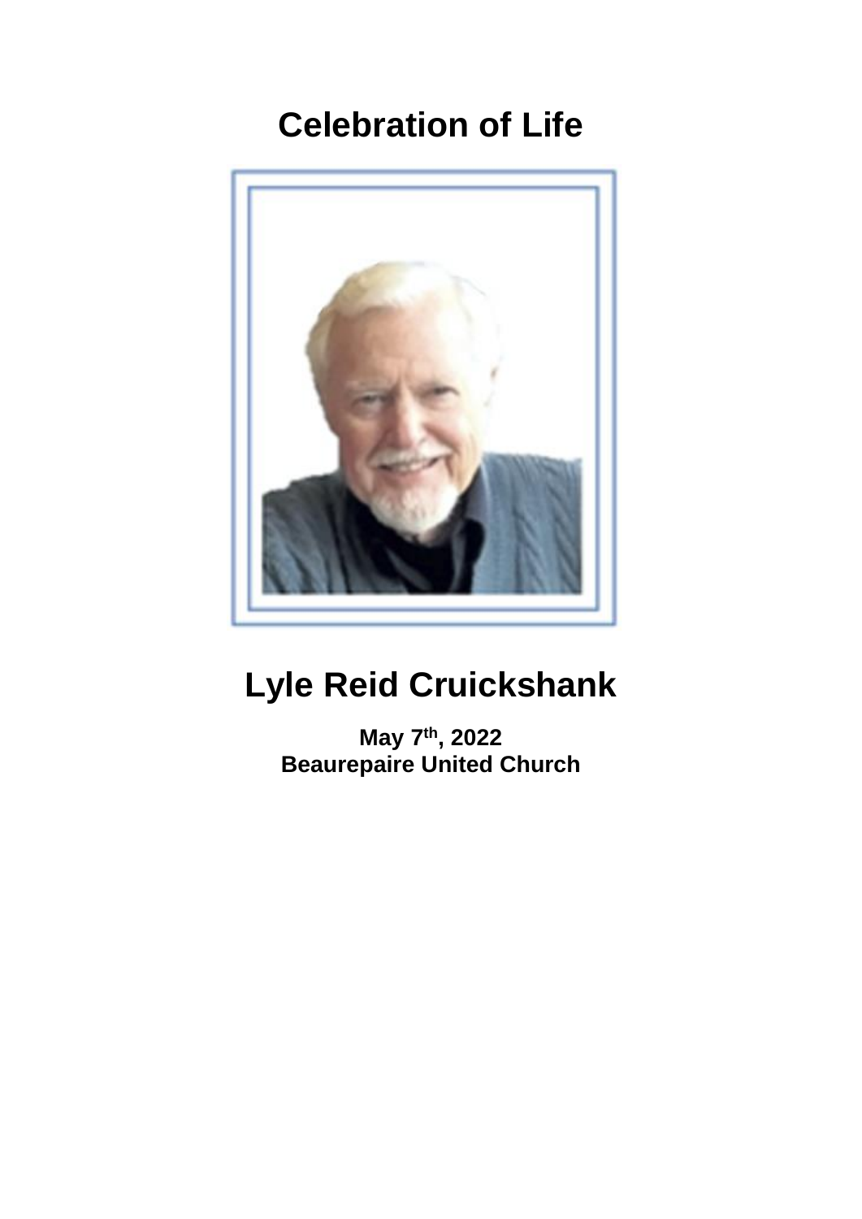# Celebration of Life

# Lyle Reid Cruickshank

**May 7th, 2022**
**Beaurepaire United Church**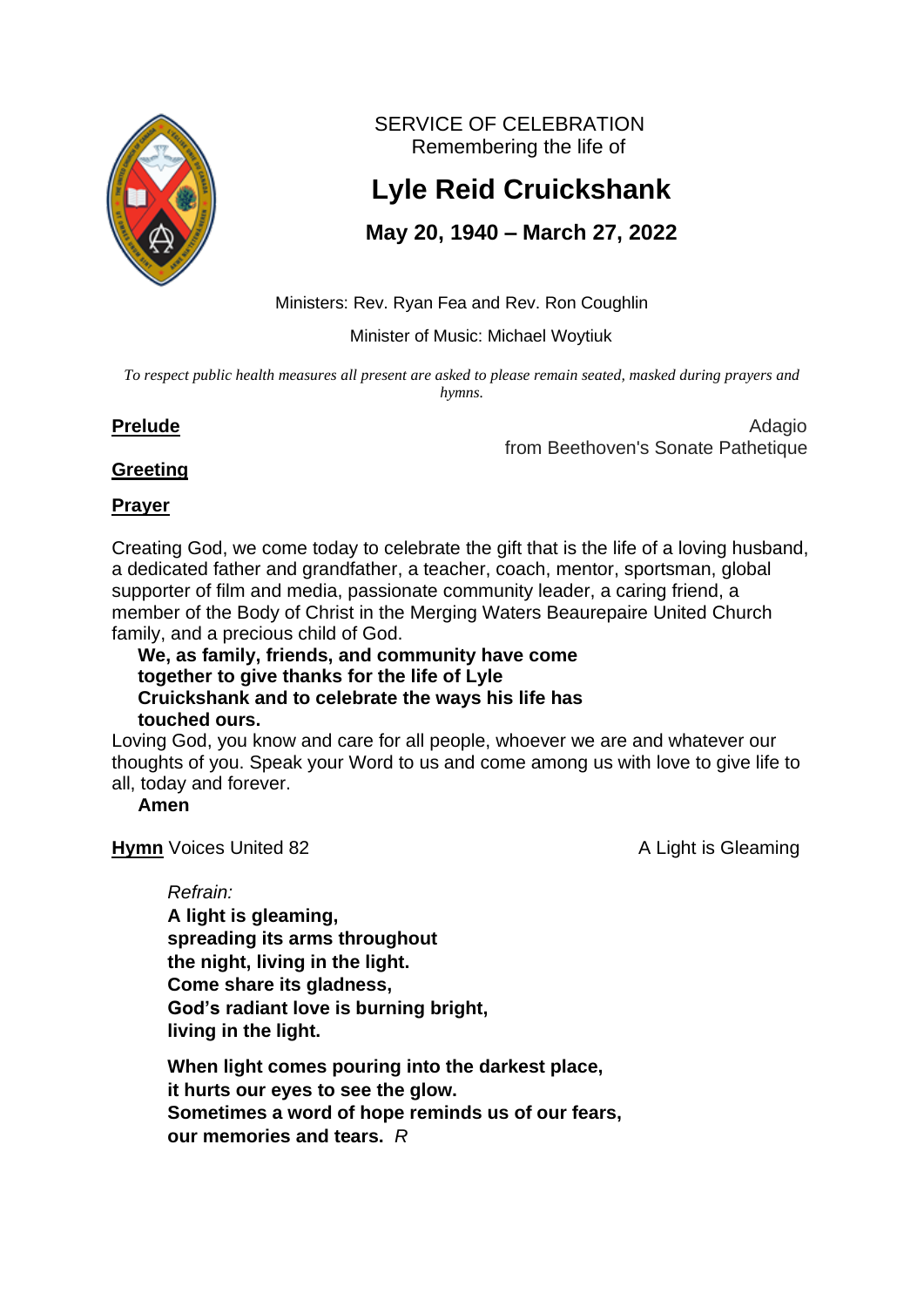SERVICE OF CELEBRATION
Remembering the life of

# Lyle Reid Cruickshank

## May 20, 1940 – March 27, 2022

Ministers: Rev. Ryan Fea and Rev. Ron Coughlin

Minister of Music: Michael Woytiuk

*To respect public health measures all present are asked to please remain seated, masked during prayers and hymns.*

**Prelude** — Adagio from Beethoven's Sonate Pathetique

**Greeting**

**Prayer**

Creating God, we come today to celebrate the gift that is the life of a loving husband, a dedicated father and grandfather, a teacher, coach, mentor, sportsman, global supporter of film and media, passionate community leader, a caring friend, a member of the Body of Christ in the Merging Waters Beaurepaire United Church family, and a precious child of God.

**We, as family, friends, and community have come together to give thanks for the life of Lyle Cruickshank and to celebrate the ways his life has touched ours.**

Loving God, you know and care for all people, whoever we are and whatever our thoughts of you. Speak your Word to us and come among us with love to give life to all, today and forever.

**Amen**

**Hymn** Voices United 82 — A Light is Gleaming

*Refrain:*
**A light is gleaming,
spreading its arms throughout
the night, living in the light.
Come share its gladness,
God's radiant love is burning bright,
living in the light.**

**When light comes pouring into the darkest place,
it hurts our eyes to see the glow.
Sometimes a word of hope reminds us of our fears,
our memories and tears.** *R*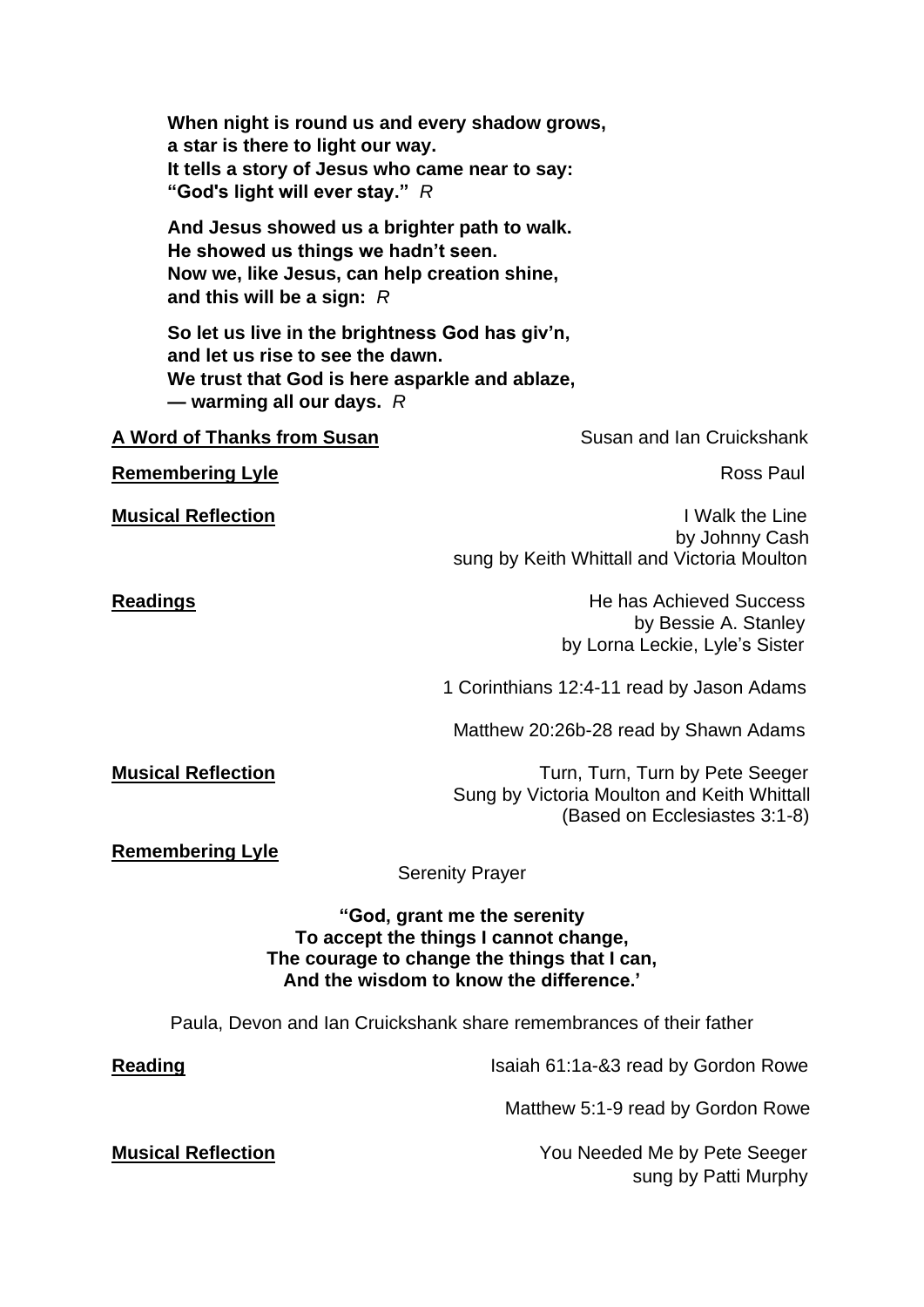**When night is round us and every shadow grows,**
**a star is there to light our way.**
**It tells a story of Jesus who came near to say:**
**"God's light will ever stay."** *R*

**And Jesus showed us a brighter path to walk.**
**He showed us things we hadn't seen.**
**Now we, like Jesus, can help creation shine,**
**and this will be a sign:** *R*

**So let us live in the brightness God has giv'n,**
**and let us rise to see the dawn.**
**We trust that God is here asparkle and ablaze,**
**— warming all our days.** *R*

**A Word of Thanks from Susan** — Susan and Ian Cruickshank

**Remembering Lyle** — Ross Paul

**Musical Reflection** — I Walk the Line
by Johnny Cash
sung by Keith Whittall and Victoria Moulton

**Readings** — He has Achieved Success
by Bessie A. Stanley
by Lorna Leckie, Lyle's Sister

1 Corinthians 12:4-11 read by Jason Adams

Matthew 20:26b-28 read by Shawn Adams

**Musical Reflection** — Turn, Turn, Turn by Pete Seeger
Sung by Victoria Moulton and Keith Whittall
(Based on Ecclesiastes 3:1-8)

**Remembering Lyle**

Serenity Prayer

**"God, grant me the serenity**
**To accept the things I cannot change,**
**The courage to change the things that I can,**
**And the wisdom to know the difference.'**

Paula, Devon and Ian Cruickshank share remembrances of their father

**Reading** — Isaiah 61:1a-&3 read by Gordon Rowe

Matthew 5:1-9 read by Gordon Rowe

**Musical Reflection** — You Needed Me by Pete Seeger
sung by Patti Murphy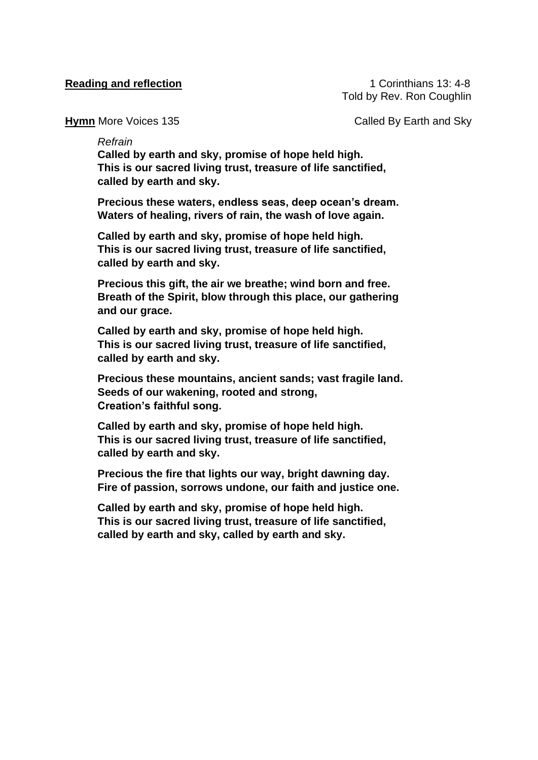**Reading and reflection** 1 Corinthians 13: 4-8
Told by Rev. Ron Coughlin

**Hymn** More Voices 135 Called By Earth and Sky

*Refrain*
**Called by earth and sky, promise of hope held high.**
**This is our sacred living trust, treasure of life sanctified,**
**called by earth and sky.**

**Precious these waters, endless seas, deep ocean's dream.**
**Waters of healing, rivers of rain, the wash of love again.**

**Called by earth and sky, promise of hope held high.**
**This is our sacred living trust, treasure of life sanctified,**
**called by earth and sky.**

**Precious this gift, the air we breathe; wind born and free.**
**Breath of the Spirit, blow through this place, our gathering and our grace.**

**Called by earth and sky, promise of hope held high.**
**This is our sacred living trust, treasure of life sanctified,**
**called by earth and sky.**

**Precious these mountains, ancient sands; vast fragile land.**
**Seeds of our wakening, rooted and strong,**
**Creation's faithful song.**

**Called by earth and sky, promise of hope held high.**
**This is our sacred living trust, treasure of life sanctified,**
**called by earth and sky.**

**Precious the fire that lights our way, bright dawning day.**
**Fire of passion, sorrows undone, our faith and justice one.**

**Called by earth and sky, promise of hope held high.**
**This is our sacred living trust, treasure of life sanctified,**
**called by earth and sky, called by earth and sky.**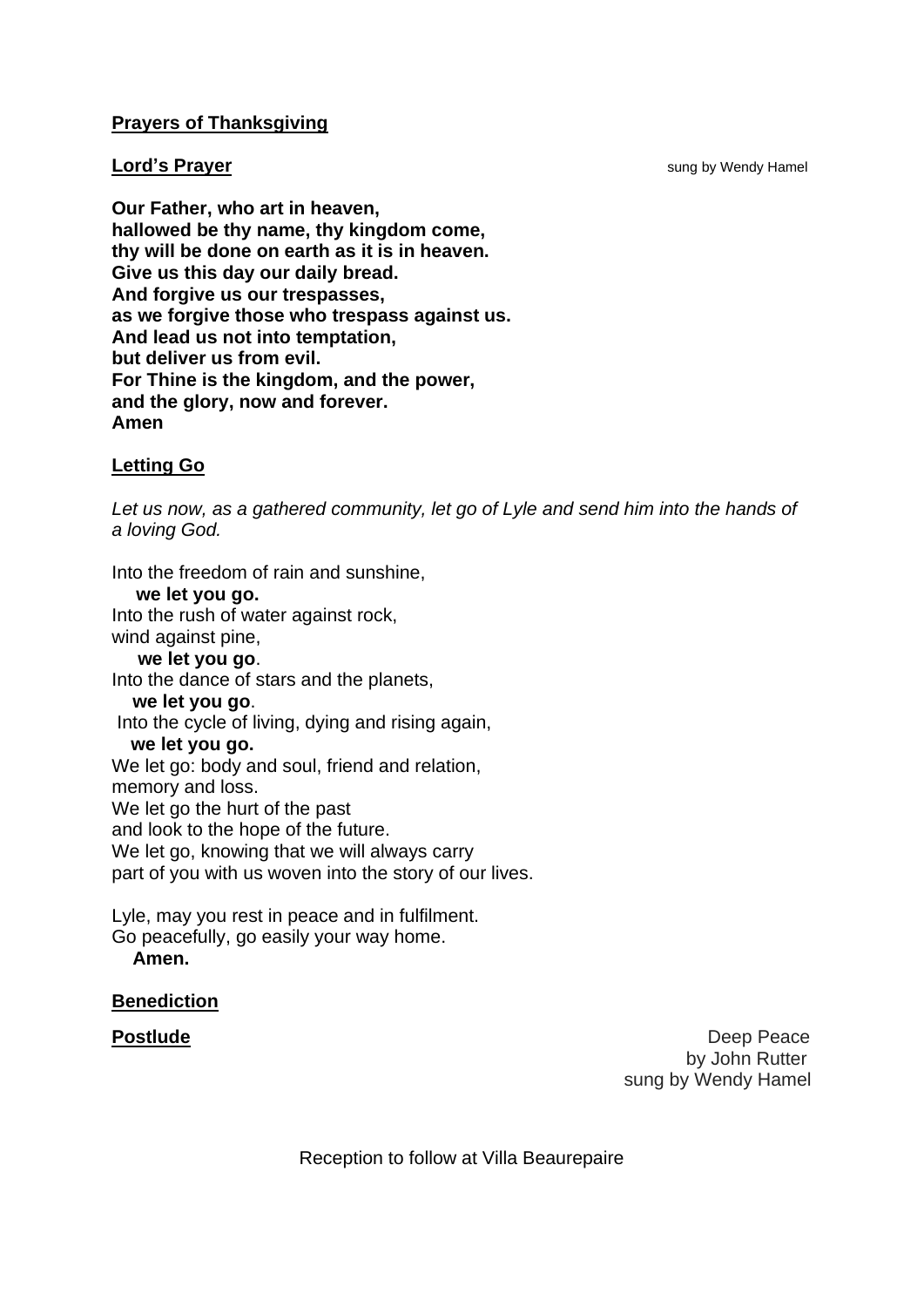**Prayers of Thanksgiving**

**Lord's Prayer** sung by Wendy Hamel

**Our Father, who art in heaven,**
**hallowed be thy name, thy kingdom come,**
**thy will be done on earth as it is in heaven.**
**Give us this day our daily bread.**
**And forgive us our trespasses,**
**as we forgive those who trespass against us.**
**And lead us not into temptation,**
**but deliver us from evil.**
**For Thine is the kingdom, and the power,**
**and the glory, now and forever.**
**Amen**

**Letting Go**

*Let us now, as a gathered community, let go of Lyle and send him into the hands of a loving God.*

Into the freedom of rain and sunshine,
**we let you go.**
Into the rush of water against rock,
wind against pine,
**we let you go**.
Into the dance of stars and the planets,
**we let you go**.
Into the cycle of living, dying and rising again,
**we let you go.**
We let go: body and soul, friend and relation,
memory and loss.
We let go the hurt of the past
and look to the hope of the future.
We let go, knowing that we will always carry
part of you with us woven into the story of our lives.

Lyle, may you rest in peace and in fulfilment.
Go peacefully, go easily your way home.
**Amen.**

**Benediction**

**Postlude**

Deep Peace
by John Rutter
sung by Wendy Hamel

Reception to follow at Villa Beaurepaire